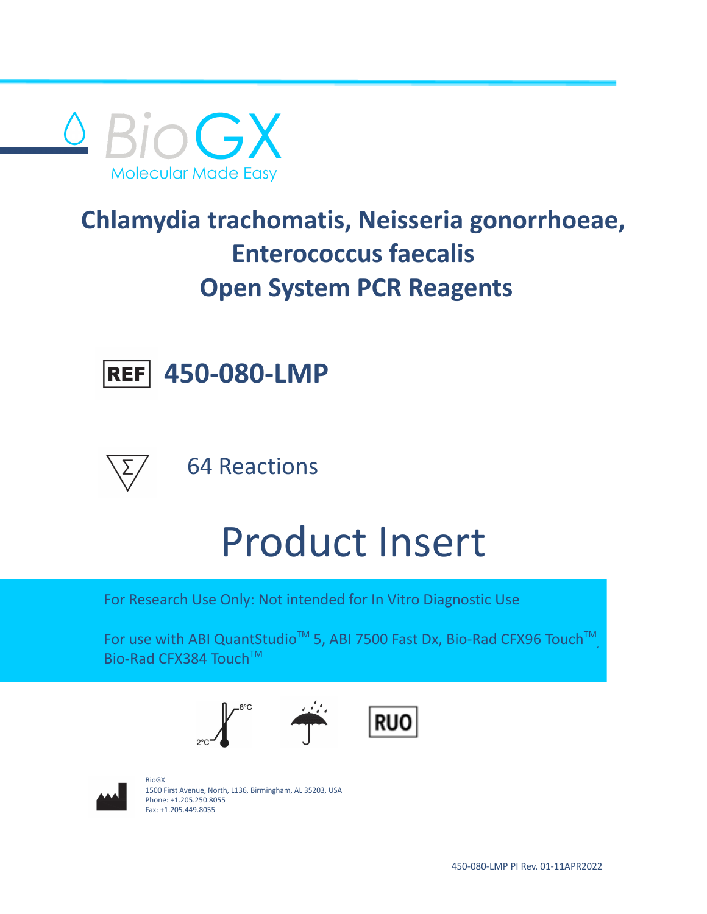BioGX

Molecular Made Easy

# Chlamydia trachomatis, Neisseria gonorrhoeae, Enterococcus faecalis Open System PCR Reagents

**REF 450-080-LMP**

64 Reactions

# Product Insert

For Research Use Only: Not intended for In Vitro Diagnostic Use

For use with ABI QuantStudio™ 5, ABI 7500 Fast Dx, Bio-Rad CFX96 Touch™, Bio-Rad CFX384 Touch™

2°C – 8°C

RUO

BioGX
1500 First Avenue, North, L136, Birmingham, AL 35203, USA
Phone: +1.205.250.8055
Fax: +1.205.449.8055

450-080-LMP PI Rev. 01-11APR2022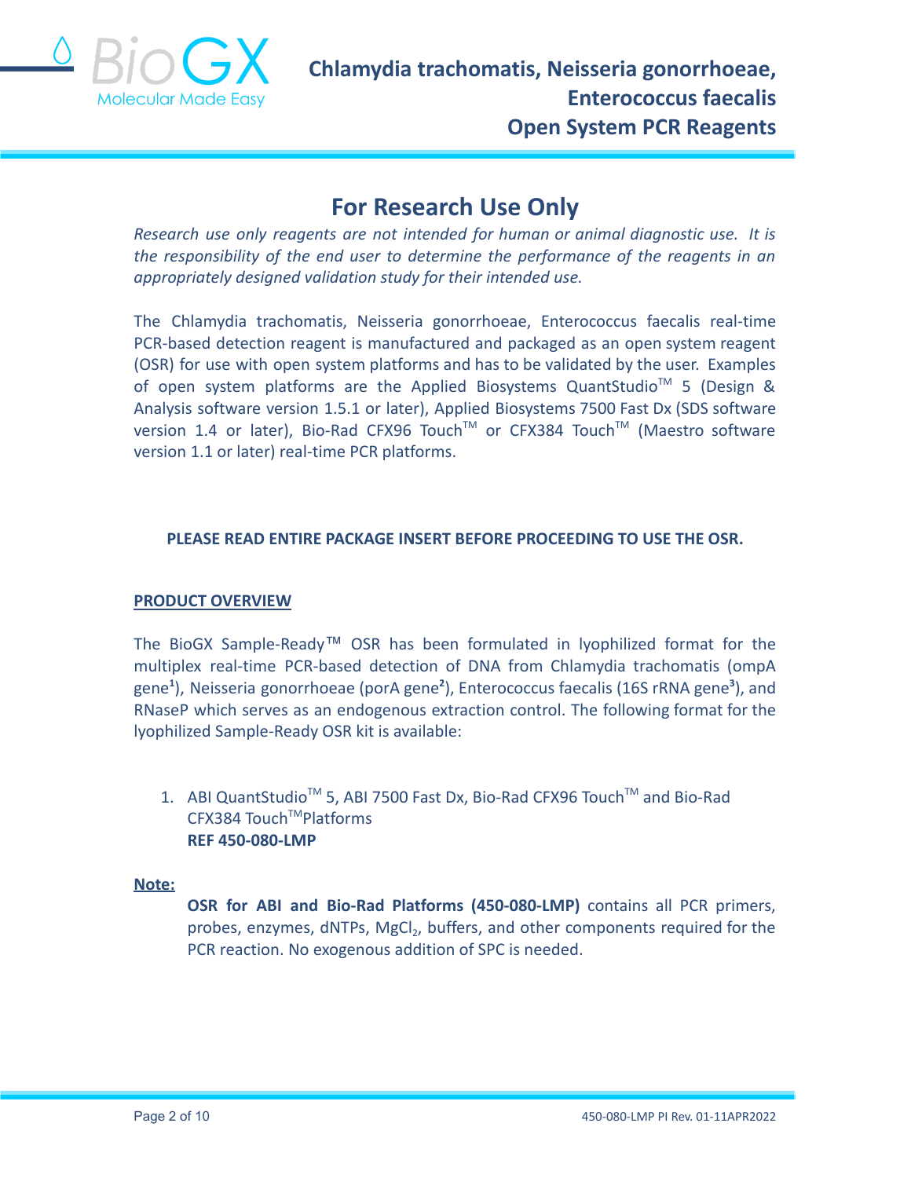# For Research Use Only

*Research use only reagents are not intended for human or animal diagnostic use. It is the responsibility of the end user to determine the performance of the reagents in an appropriately designed validation study for their intended use.*

The Chlamydia trachomatis, Neisseria gonorrhoeae, Enterococcus faecalis real-time PCR-based detection reagent is manufactured and packaged as an open system reagent (OSR) for use with open system platforms and has to be validated by the user. Examples of open system platforms are the Applied Biosystems QuantStudio™ 5 (Design & Analysis software version 1.5.1 or later), Applied Biosystems 7500 Fast Dx (SDS software version 1.4 or later), Bio-Rad CFX96 Touch™ or CFX384 Touch™ (Maestro software version 1.1 or later) real-time PCR platforms.

**PLEASE READ ENTIRE PACKAGE INSERT BEFORE PROCEEDING TO USE THE OSR.**

## PRODUCT OVERVIEW

The BioGX Sample-Ready™ OSR has been formulated in lyophilized format for the multiplex real-time PCR-based detection of DNA from Chlamydia trachomatis (ompA gene[1]), Neisseria gonorrhoeae (porA gene[2]), Enterococcus faecalis (16S rRNA gene[3]), and RNaseP which serves as an endogenous extraction control. The following format for the lyophilized Sample-Ready OSR kit is available:

1. ABI QuantStudio™ 5, ABI 7500 Fast Dx, Bio-Rad CFX96 Touch™ and Bio-Rad CFX384 Touch™ Platforms
   **REF 450-080-LMP**

**Note:**

**OSR for ABI and Bio-Rad Platforms (450-080-LMP)** contains all PCR primers, probes, enzymes, dNTPs, $MgCl_2$, buffers, and other components required for the PCR reaction. No exogenous addition of SPC is needed.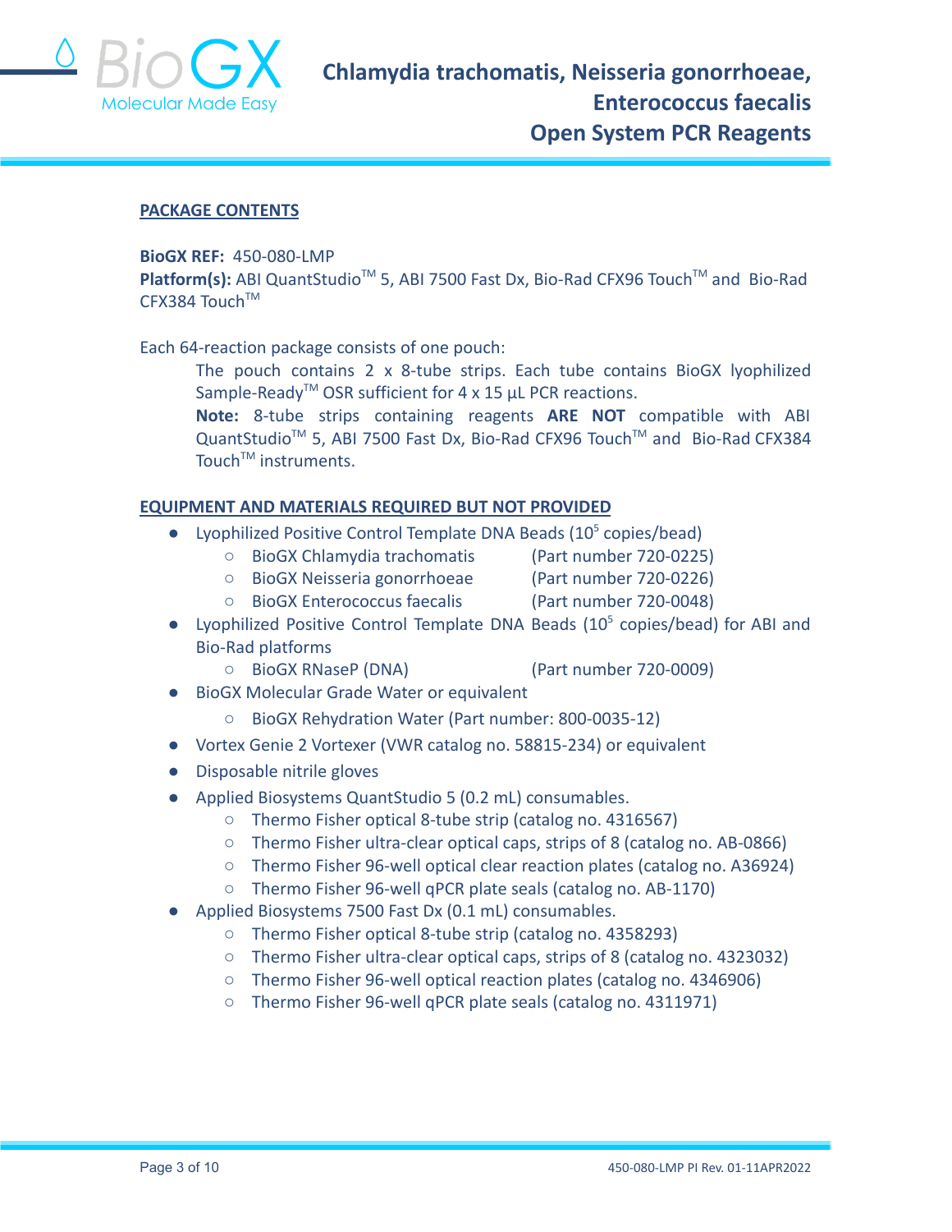## PACKAGE CONTENTS

**BioGX REF:** 450-080-LMP
**Platform(s):** ABI QuantStudio™ 5, ABI 7500 Fast Dx, Bio-Rad CFX96 Touch™ and Bio-Rad CFX384 Touch™

Each 64-reaction package consists of one pouch:

> The pouch contains 2 x 8-tube strips. Each tube contains BioGX lyophilized Sample-Ready™ OSR sufficient for 4 x 15 µL PCR reactions.
>
> **Note:** 8-tube strips containing reagents **ARE NOT** compatible with ABI QuantStudio™ 5, ABI 7500 Fast Dx, Bio-Rad CFX96 Touch™ and Bio-Rad CFX384 Touch™ instruments.

## EQUIPMENT AND MATERIALS REQUIRED BUT NOT PROVIDED

- Lyophilized Positive Control Template DNA Beads ($10^5$ copies/bead)
  - BioGX Chlamydia trachomatis (Part number 720-0225)
  - BioGX Neisseria gonorrhoeae (Part number 720-0226)
  - BioGX Enterococcus faecalis (Part number 720-0048)
- Lyophilized Positive Control Template DNA Beads ($10^5$ copies/bead) for ABI and Bio-Rad platforms
  - BioGX RNaseP (DNA) (Part number 720-0009)
- BioGX Molecular Grade Water or equivalent
  - BioGX Rehydration Water (Part number: 800-0035-12)
- Vortex Genie 2 Vortexer (VWR catalog no. 58815-234) or equivalent
- Disposable nitrile gloves
- Applied Biosystems QuantStudio 5 (0.2 mL) consumables.
  - Thermo Fisher optical 8-tube strip (catalog no. 4316567)
  - Thermo Fisher ultra-clear optical caps, strips of 8 (catalog no. AB-0866)
  - Thermo Fisher 96-well optical clear reaction plates (catalog no. A36924)
  - Thermo Fisher 96-well qPCR plate seals (catalog no. AB-1170)
- Applied Biosystems 7500 Fast Dx (0.1 mL) consumables.
  - Thermo Fisher optical 8-tube strip (catalog no. 4358293)
  - Thermo Fisher ultra-clear optical caps, strips of 8 (catalog no. 4323032)
  - Thermo Fisher 96-well optical reaction plates (catalog no. 4346906)
  - Thermo Fisher 96-well qPCR plate seals (catalog no. 4311971)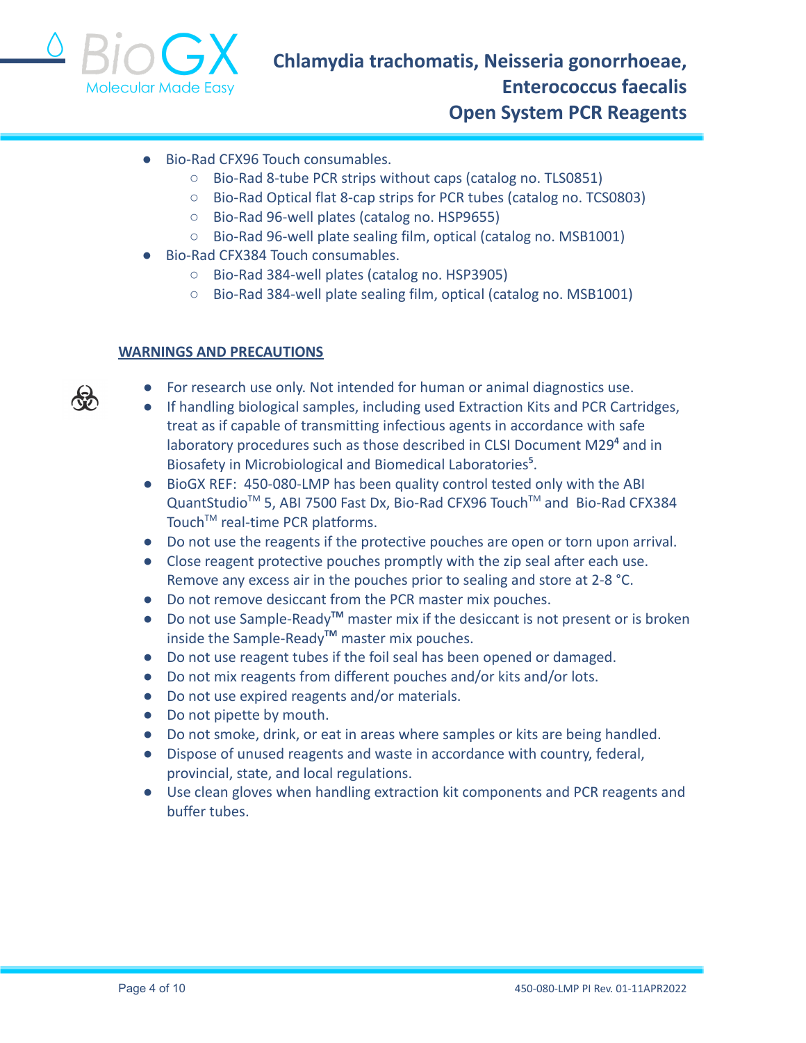- Bio-Rad CFX96 Touch consumables.
  - Bio-Rad 8-tube PCR strips without caps (catalog no. TLS0851)
  - Bio-Rad Optical flat 8-cap strips for PCR tubes (catalog no. TCS0803)
  - Bio-Rad 96-well plates (catalog no. HSP9655)
  - Bio-Rad 96-well plate sealing film, optical (catalog no. MSB1001)
- Bio-Rad CFX384 Touch consumables.
  - Bio-Rad 384-well plates (catalog no. HSP3905)
  - Bio-Rad 384-well plate sealing film, optical (catalog no. MSB1001)

## WARNINGS AND PRECAUTIONS

- For research use only. Not intended for human or animal diagnostics use.
- If handling biological samples, including used Extraction Kits and PCR Cartridges, treat as if capable of transmitting infectious agents in accordance with safe laboratory procedures such as those described in CLSI Document M29[4] and in Biosafety in Microbiological and Biomedical Laboratories[5].
- BioGX REF: 450-080-LMP has been quality control tested only with the ABI QuantStudio™ 5, ABI 7500 Fast Dx, Bio-Rad CFX96 Touch™ and Bio-Rad CFX384 Touch™ real-time PCR platforms.
- Do not use the reagents if the protective pouches are open or torn upon arrival.
- Close reagent protective pouches promptly with the zip seal after each use. Remove any excess air in the pouches prior to sealing and store at 2-8 °C.
- Do not remove desiccant from the PCR master mix pouches.
- Do not use Sample-Ready™ master mix if the desiccant is not present or is broken inside the Sample-Ready™ master mix pouches.
- Do not use reagent tubes if the foil seal has been opened or damaged.
- Do not mix reagents from different pouches and/or kits and/or lots.
- Do not use expired reagents and/or materials.
- Do not pipette by mouth.
- Do not smoke, drink, or eat in areas where samples or kits are being handled.
- Dispose of unused reagents and waste in accordance with country, federal, provincial, state, and local regulations.
- Use clean gloves when handling extraction kit components and PCR reagents and buffer tubes.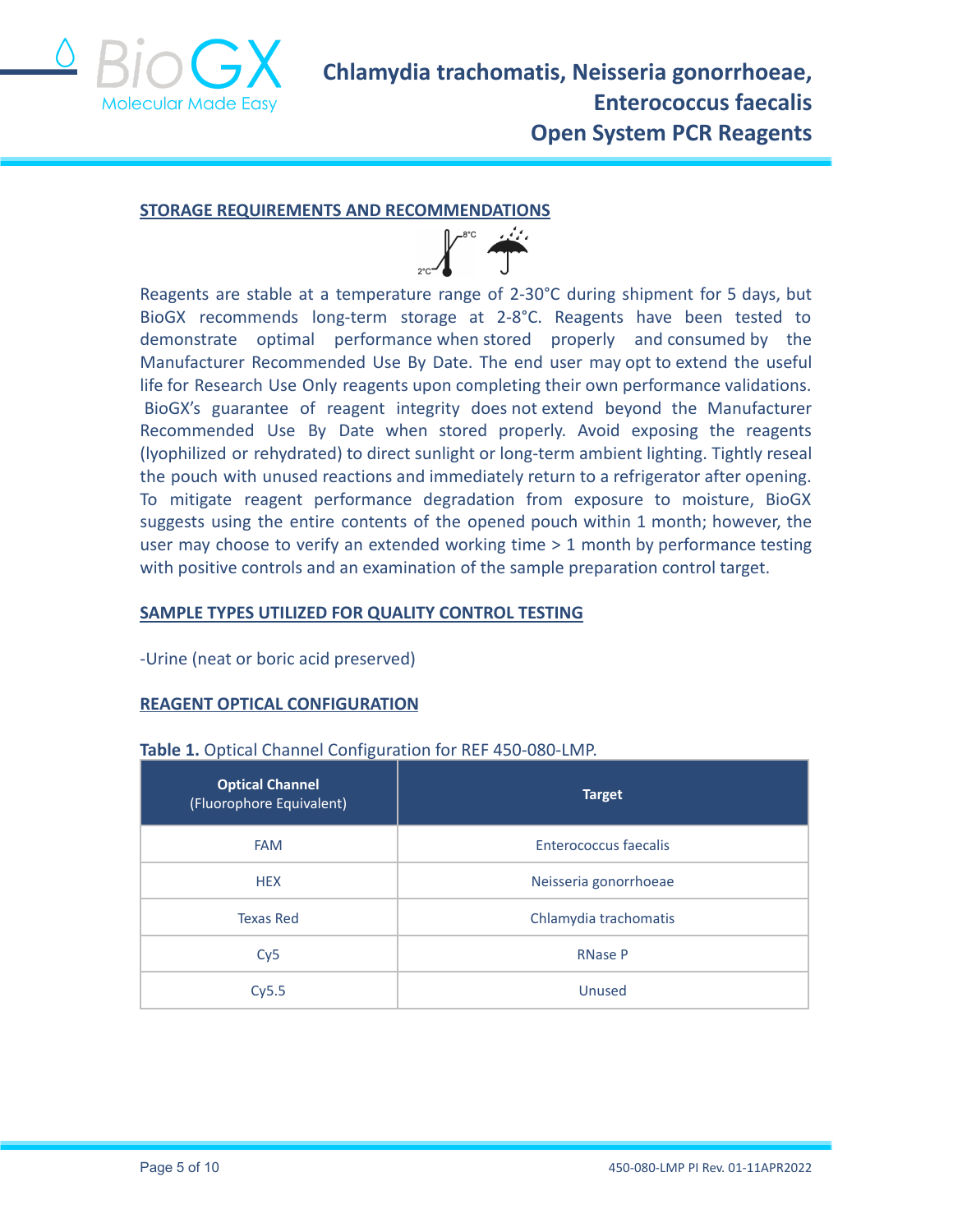## STORAGE REQUIREMENTS AND RECOMMENDATIONS

Reagents are stable at a temperature range of 2-30°C during shipment for 5 days, but BioGX recommends long-term storage at 2-8°C. Reagents have been tested to demonstrate optimal performance when stored properly and consumed by the Manufacturer Recommended Use By Date. The end user may opt to extend the useful life for Research Use Only reagents upon completing their own performance validations. BioGX's guarantee of reagent integrity does not extend beyond the Manufacturer Recommended Use By Date when stored properly. Avoid exposing the reagents (lyophilized or rehydrated) to direct sunlight or long-term ambient lighting. Tightly reseal the pouch with unused reactions and immediately return to a refrigerator after opening. To mitigate reagent performance degradation from exposure to moisture, BioGX suggests using the entire contents of the opened pouch within 1 month; however, the user may choose to verify an extended working time > 1 month by performance testing with positive controls and an examination of the sample preparation control target.

## SAMPLE TYPES UTILIZED FOR QUALITY CONTROL TESTING

-Urine (neat or boric acid preserved)

## REAGENT OPTICAL CONFIGURATION

**Table 1.** Optical Channel Configuration for REF 450-080-LMP.

| **Optical Channel** (Fluorophore Equivalent) | **Target** |
| --- | --- |
| FAM | Enterococcus faecalis |
| HEX | Neisseria gonorrhoeae |
| Texas Red | Chlamydia trachomatis |
| Cy5 | RNase P |
| Cy5.5 | Unused |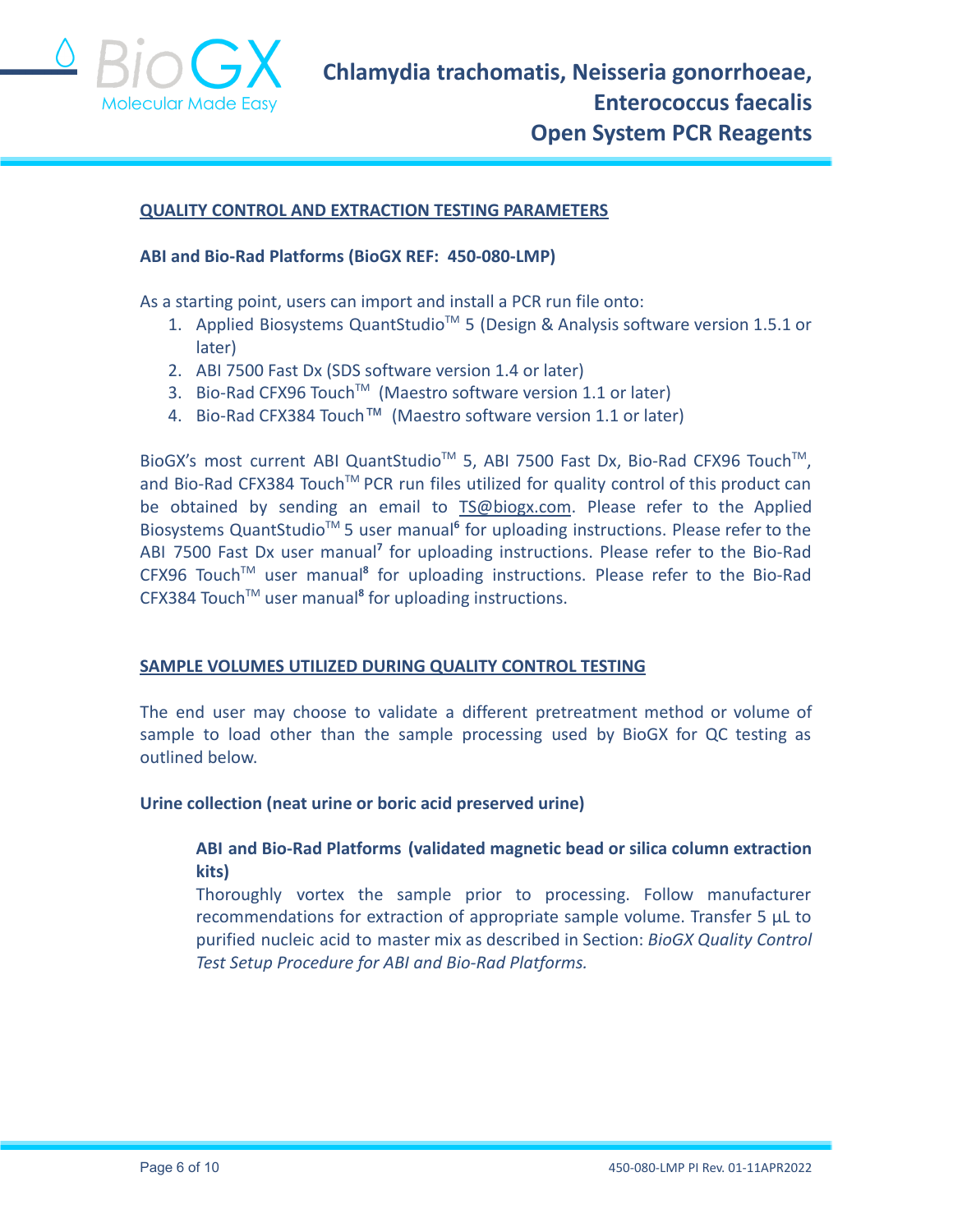## QUALITY CONTROL AND EXTRACTION TESTING PARAMETERS

**ABI and Bio-Rad Platforms (BioGX REF: 450-080-LMP)**

As a starting point, users can import and install a PCR run file onto:

1. Applied Biosystems QuantStudio™ 5 (Design & Analysis software version 1.5.1 or later)
2. ABI 7500 Fast Dx (SDS software version 1.4 or later)
3. Bio-Rad CFX96 Touch™ (Maestro software version 1.1 or later)
4. Bio-Rad CFX384 Touch™ (Maestro software version 1.1 or later)

BioGX's most current ABI QuantStudio™ 5, ABI 7500 Fast Dx, Bio-Rad CFX96 Touch™, and Bio-Rad CFX384 Touch™ PCR run files utilized for quality control of this product can be obtained by sending an email to TS@biogx.com. Please refer to the Applied Biosystems QuantStudio™ 5 user manual[6] for uploading instructions. Please refer to the ABI 7500 Fast Dx user manual[7] for uploading instructions. Please refer to the Bio-Rad CFX96 Touch™ user manual[8] for uploading instructions. Please refer to the Bio-Rad CFX384 Touch™ user manual[8] for uploading instructions.

## SAMPLE VOLUMES UTILIZED DURING QUALITY CONTROL TESTING

The end user may choose to validate a different pretreatment method or volume of sample to load other than the sample processing used by BioGX for QC testing as outlined below.

**Urine collection (neat urine or boric acid preserved urine)**

**ABI and Bio-Rad Platforms (validated magnetic bead or silica column extraction kits)**

Thoroughly vortex the sample prior to processing. Follow manufacturer recommendations for extraction of appropriate sample volume. Transfer 5 µL to purified nucleic acid to master mix as described in Section: *BioGX Quality Control Test Setup Procedure for ABI and Bio-Rad Platforms.*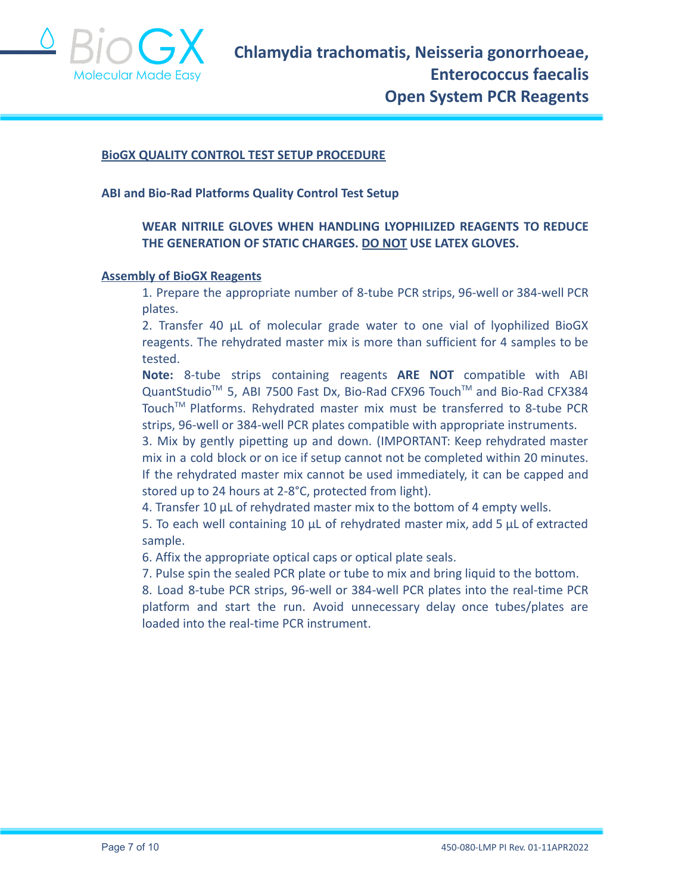## BioGX QUALITY CONTROL TEST SETUP PROCEDURE

### ABI and Bio-Rad Platforms Quality Control Test Setup

**WEAR NITRILE GLOVES WHEN HANDLING LYOPHILIZED REAGENTS TO REDUCE THE GENERATION OF STATIC CHARGES. DO NOT USE LATEX GLOVES.**

### Assembly of BioGX Reagents

1. Prepare the appropriate number of 8-tube PCR strips, 96-well or 384-well PCR plates.
2. Transfer 40 µL of molecular grade water to one vial of lyophilized BioGX reagents. The rehydrated master mix is more than sufficient for 4 samples to be tested.

   **Note:** 8-tube strips containing reagents **ARE NOT** compatible with ABI QuantStudio™ 5, ABI 7500 Fast Dx, Bio-Rad CFX96 Touch™ and Bio-Rad CFX384 Touch™ Platforms. Rehydrated master mix must be transferred to 8-tube PCR strips, 96-well or 384-well PCR plates compatible with appropriate instruments.
3. Mix by gently pipetting up and down. (IMPORTANT: Keep rehydrated master mix in a cold block or on ice if setup cannot not be completed within 20 minutes. If the rehydrated master mix cannot be used immediately, it can be capped and stored up to 24 hours at 2-8°C, protected from light).
4. Transfer 10 µL of rehydrated master mix to the bottom of 4 empty wells.
5. To each well containing 10 µL of rehydrated master mix, add 5 µL of extracted sample.
6. Affix the appropriate optical caps or optical plate seals.
7. Pulse spin the sealed PCR plate or tube to mix and bring liquid to the bottom.
8. Load 8-tube PCR strips, 96-well or 384-well PCR plates into the real-time PCR platform and start the run. Avoid unnecessary delay once tubes/plates are loaded into the real-time PCR instrument.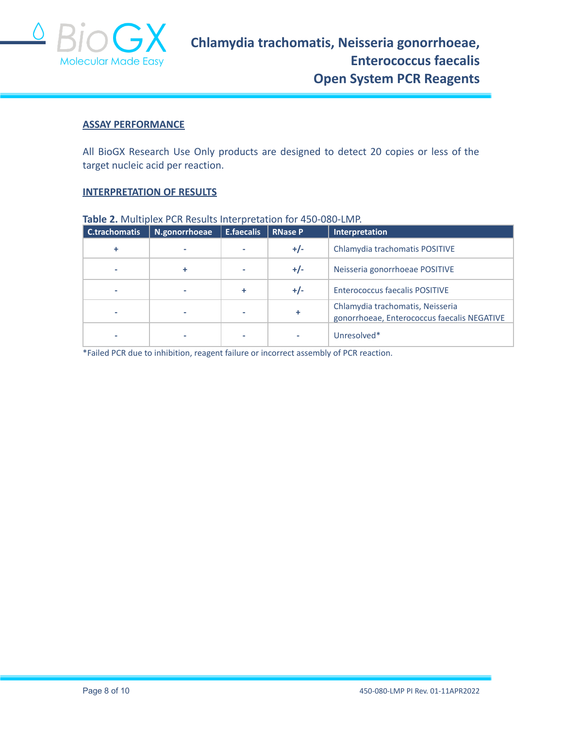## ASSAY PERFORMANCE

All BioGX Research Use Only products are designed to detect 20 copies or less of the target nucleic acid per reaction.

## INTERPRETATION OF RESULTS

**Table 2.** Multiplex PCR Results Interpretation for 450-080-LMP.

| C.trachomatis | N.gonorrhoeae | E.faecalis | RNase P | Interpretation |
|---|---|---|---|---|
| + | - | - | +/- | Chlamydia trachomatis POSITIVE |
| - | + | - | +/- | Neisseria gonorrhoeae POSITIVE |
| - | - | + | +/- | Enterococcus faecalis POSITIVE |
| - | - | - | + | Chlamydia trachomatis, Neisseria gonorrhoeae, Enterococcus faecalis NEGATIVE |
| - | - | - | - | Unresolved* |

*Failed PCR due to inhibition, reagent failure or incorrect assembly of PCR reaction.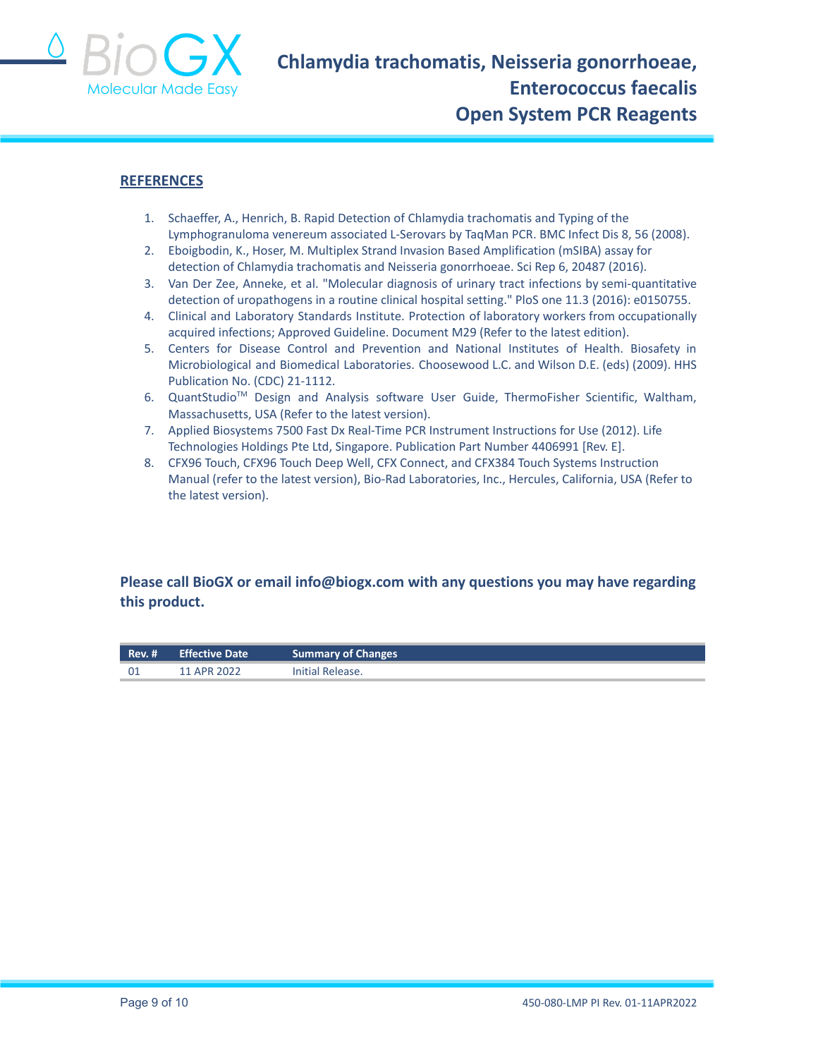## REFERENCES

1. Schaeffer, A., Henrich, B. Rapid Detection of Chlamydia trachomatis and Typing of the Lymphogranuloma venereum associated L-Serovars by TaqMan PCR. BMC Infect Dis 8, 56 (2008).
2. Eboigbodin, K., Hoser, M. Multiplex Strand Invasion Based Amplification (mSIBA) assay for detection of Chlamydia trachomatis and Neisseria gonorrhoeae. Sci Rep 6, 20487 (2016).
3. Van Der Zee, Anneke, et al. "Molecular diagnosis of urinary tract infections by semi-quantitative detection of uropathogens in a routine clinical hospital setting." PloS one 11.3 (2016): e0150755.
4. Clinical and Laboratory Standards Institute. Protection of laboratory workers from occupationally acquired infections; Approved Guideline. Document M29 (Refer to the latest edition).
5. Centers for Disease Control and Prevention and National Institutes of Health. Biosafety in Microbiological and Biomedical Laboratories. Choosewood L.C. and Wilson D.E. (eds) (2009). HHS Publication No. (CDC) 21-1112.
6. QuantStudio™ Design and Analysis software User Guide, ThermoFisher Scientific, Waltham, Massachusetts, USA (Refer to the latest version).
7. Applied Biosystems 7500 Fast Dx Real-Time PCR Instrument Instructions for Use (2012). Life Technologies Holdings Pte Ltd, Singapore. Publication Part Number 4406991 [Rev. E].
8. CFX96 Touch, CFX96 Touch Deep Well, CFX Connect, and CFX384 Touch Systems Instruction Manual (refer to the latest version), Bio-Rad Laboratories, Inc., Hercules, California, USA (Refer to the latest version).

**Please call BioGX or email info@biogx.com with any questions you may have regarding this product.**

| Rev. # | Effective Date | Summary of Changes |
|---|---|---|
| 01 | 11 APR 2022 | Initial Release. |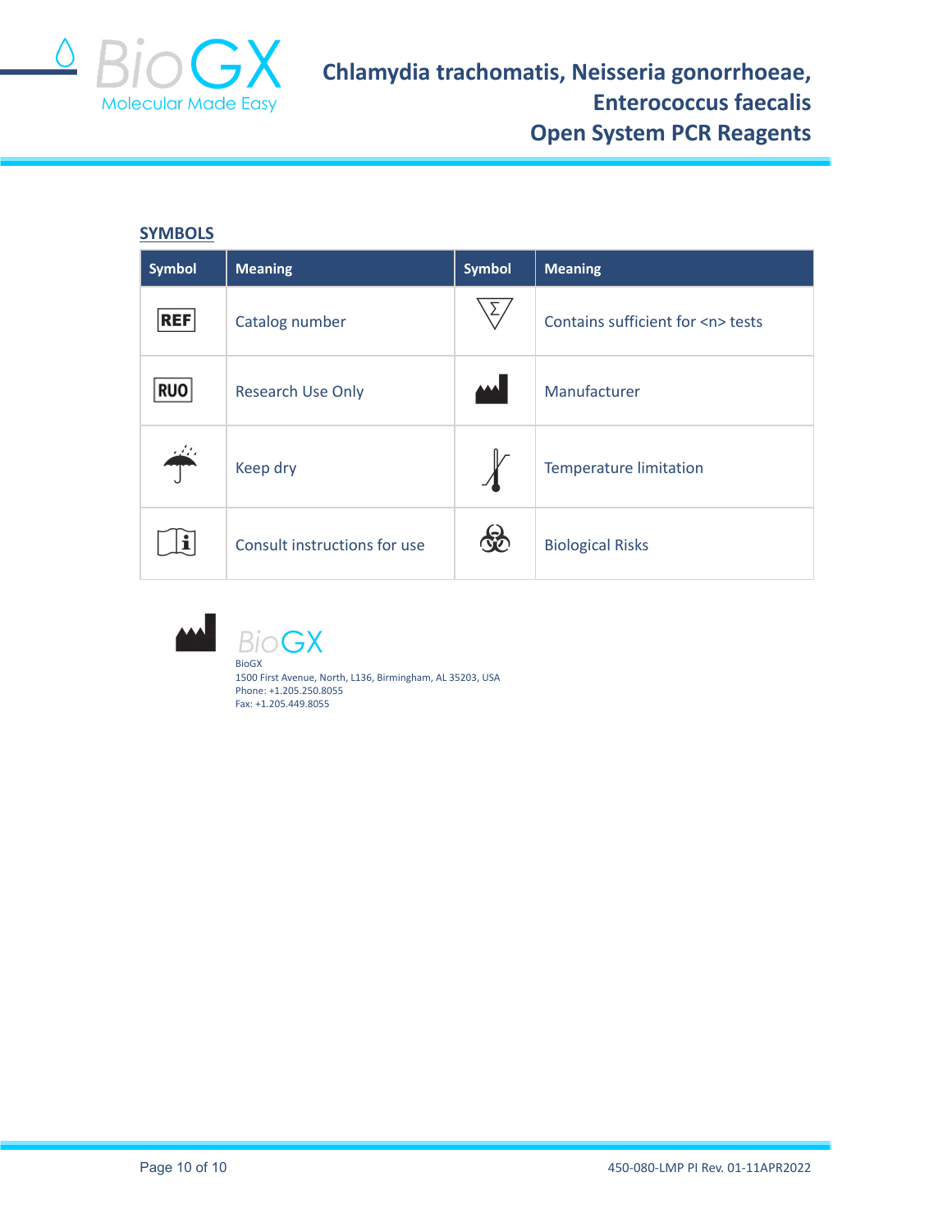## SYMBOLS

| Symbol | Meaning | Symbol | Meaning |
|---|---|---|---|
| REF | Catalog number | Σ | Contains sufficient for <n> tests |
| RUO | Research Use Only | | Manufacturer |
| | Keep dry | | Temperature limitation |
| | Consult instructions for use | | Biological Risks |

BioGX

BioGX
1500 First Avenue, North, L136, Birmingham, AL 35203, USA
Phone: +1.205.250.8055
Fax: +1.205.449.8055